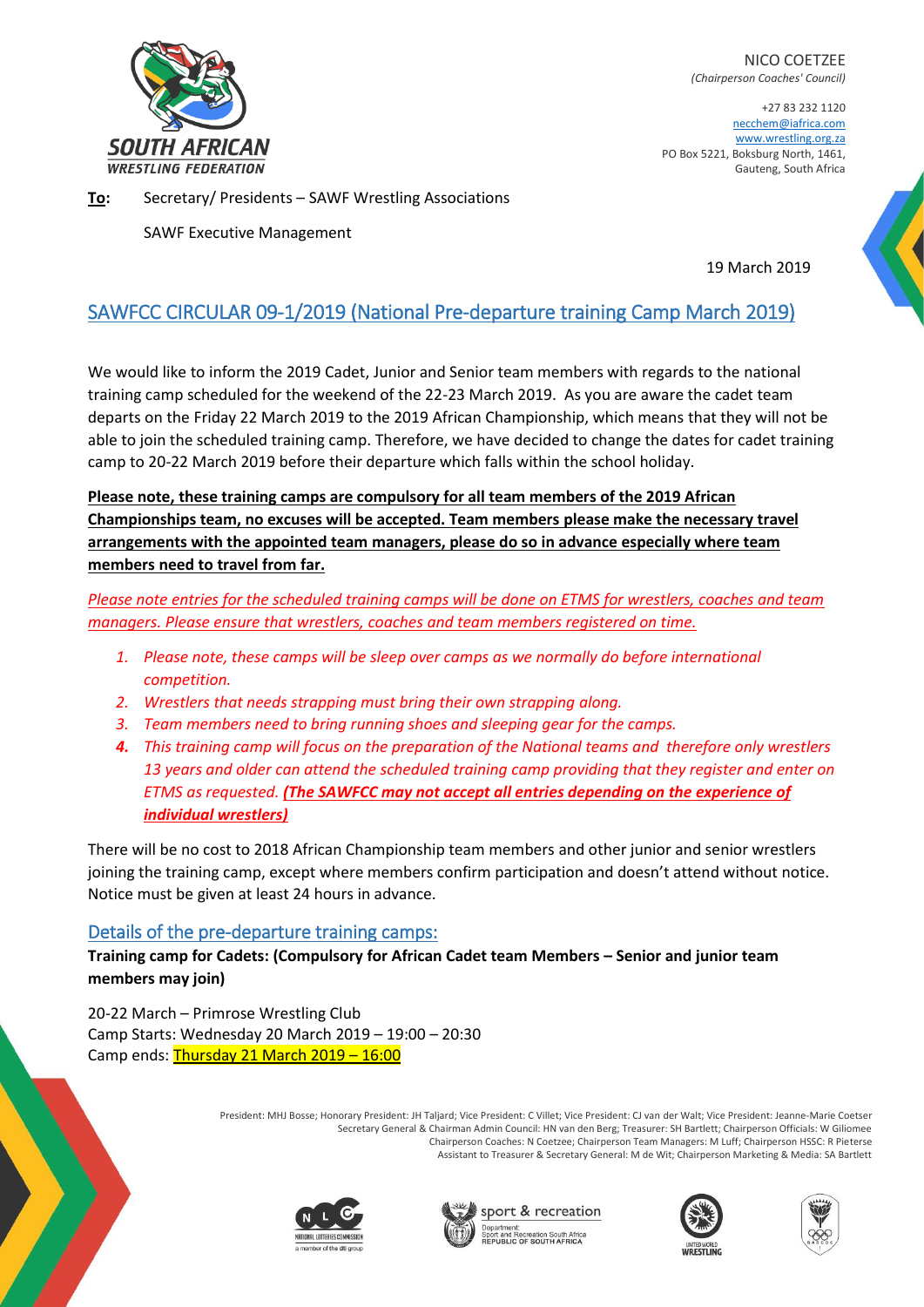SOUTH AFRICAN WRESTLING FEDERATION

NICO COETZEE
*(Chairperson Coaches' Council)*

+27 83 232 1120
necchem@iafrica.com
www.wrestling.org.za
PO Box 5221, Boksburg North, 1461,
Gauteng, South Africa

**To:** Secretary/ Presidents – SAWF Wrestling Associations

SAWF Executive Management

19 March 2019

## SAWFCC CIRCULAR 09-1/2019 (National Pre-departure training Camp March 2019)

We would like to inform the 2019 Cadet, Junior and Senior team members with regards to the national training camp scheduled for the weekend of the 22-23 March 2019. As you are aware the cadet team departs on the Friday 22 March 2019 to the 2019 African Championship, which means that they will not be able to join the scheduled training camp. Therefore, we have decided to change the dates for cadet training camp to 20-22 March 2019 before their departure which falls within the school holiday.

**Please note, these training camps are compulsory for all team members of the 2019 African Championships team, no excuses will be accepted. Team members please make the necessary travel arrangements with the appointed team managers, please do so in advance especially where team members need to travel from far.**

*Please note entries for the scheduled training camps will be done on ETMS for wrestlers, coaches and team managers. Please ensure that wrestlers, coaches and team members registered on time.*

1. *Please note, these camps will be sleep over camps as we normally do before international competition.*
2. *Wrestlers that needs strapping must bring their own strapping along.*
3. *Team members need to bring running shoes and sleeping gear for the camps.*
4. *This training camp will focus on the preparation of the National teams and therefore only wrestlers 13 years and older can attend the scheduled training camp providing that they register and enter on ETMS as requested.* ***(The SAWFCC may not accept all entries depending on the experience of individual wrestlers)***

There will be no cost to 2018 African Championship team members and other junior and senior wrestlers joining the training camp, except where members confirm participation and doesn't attend without notice. Notice must be given at least 24 hours in advance.

### Details of the pre-departure training camps:

**Training camp for Cadets: (Compulsory for African Cadet team Members – Senior and junior team members may join)**

20-22 March – Primrose Wrestling Club
Camp Starts: Wednesday 20 March 2019 – 19:00 – 20:30
Camp ends: Thursday 21 March 2019 – 16:00

President: MHJ Bosse; Honorary President: JH Taljard; Vice President: C Villet; Vice President: CJ van der Walt; Vice President: Jeanne-Marie Coetser
Secretary General & Chairman Admin Council: HN van den Berg; Treasurer: SH Bartlett; Chairperson Officials: W Giliomee
Chairperson Coaches: N Coetzee; Chairperson Team Managers: M Luff; Chairperson HSSC: R Pieterse
Assistant to Treasurer & Secretary General: M de Wit; Chairperson Marketing & Media: SA Bartlett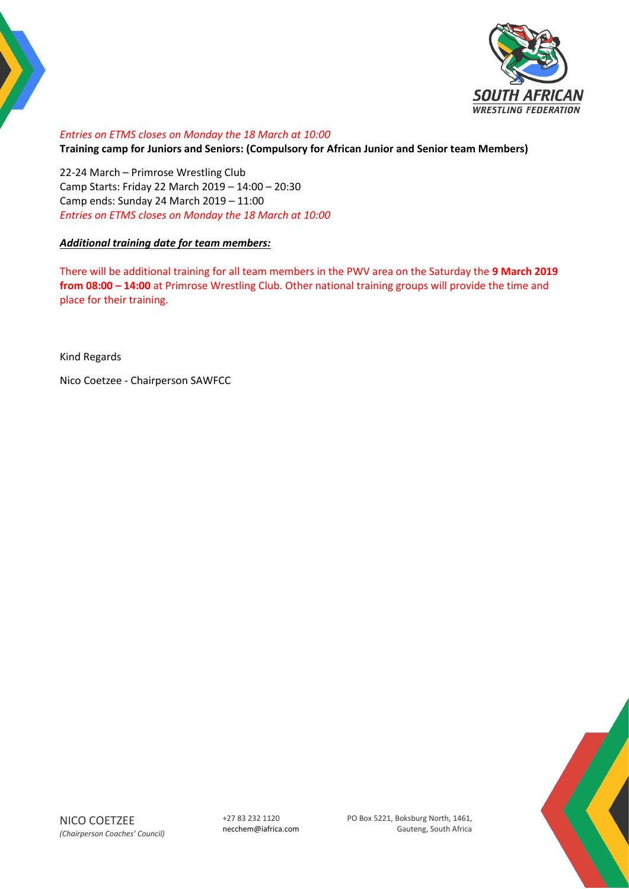*Entries on ETMS closes on Monday the 18 March at 10:00*

**Training camp for Juniors and Seniors: (Compulsory for African Junior and Senior team Members)**

22-24 March – Primrose Wrestling Club
Camp Starts: Friday 22 March 2019 – 14:00 – 20:30
Camp ends: Sunday 24 March 2019 – 11:00
*Entries on ETMS closes on Monday the 18 March at 10:00*

***Additional training date for team members:***

There will be additional training for all team members in the PWV area on the Saturday the **9 March 2019 from 08:00 – 14:00** at Primrose Wrestling Club. Other national training groups will provide the time and place for their training.

Kind Regards

Nico Coetzee - Chairperson SAWFCC

NICO COETZEE
*(Chairperson Coaches' Council)*

+27 83 232 1120
necchem@iafrica.com

PO Box 5221, Boksburg North, 1461,
Gauteng, South Africa